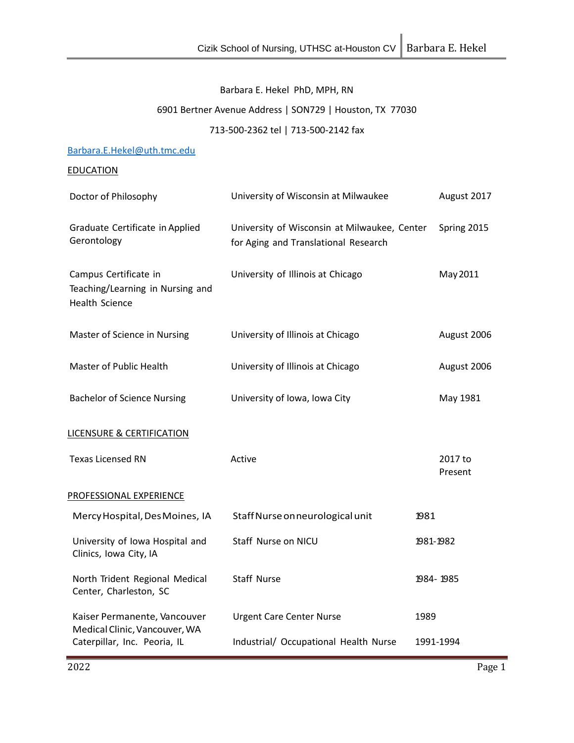Barbara E. Hekel PhD, MPH, RN

6901 Bertner Avenue Address | SON729 | Houston, TX 77030

713-500-2362 tel | 713-500-2142 fax

Barbara.E.Hekel@uth.tmc.edu

## EDUCATION

| | | |
|---|---|---|
| Doctor of Philosophy | University of Wisconsin at Milwaukee | August 2017 |
| Graduate Certificate in Applied Gerontology | University of Wisconsin at Milwaukee, Center for Aging and Translational Research | Spring 2015 |
| Campus Certificate in Teaching/Learning in Nursing and Health Science | University of Illinois at Chicago | May 2011 |
| Master of Science in Nursing | University of Illinois at Chicago | August 2006 |
| Master of Public Health | University of Illinois at Chicago | August 2006 |
| Bachelor of Science Nursing | University of Iowa, Iowa City | May 1981 |

## LICENSURE & CERTIFICATION

| | | |
|---|---|---|
| Texas Licensed RN | Active | 2017 to Present |

## PROFESSIONAL EXPERIENCE

| | | |
|---|---|---|
| Mercy Hospital, Des Moines, IA | Staff Nurse on neurological unit | 1981 |
| University of Iowa Hospital and Clinics, Iowa City, IA | Staff Nurse on NICU | 1981-1982 |
| North Trident Regional Medical Center, Charleston, SC | Staff Nurse | 1984- 1985 |
| Kaiser Permanente, Vancouver Medical Clinic, Vancouver, WA | Urgent Care Center Nurse | 1989 |
| Caterpillar, Inc. Peoria, IL | Industrial/ Occupational Health Nurse | 1991-1994 |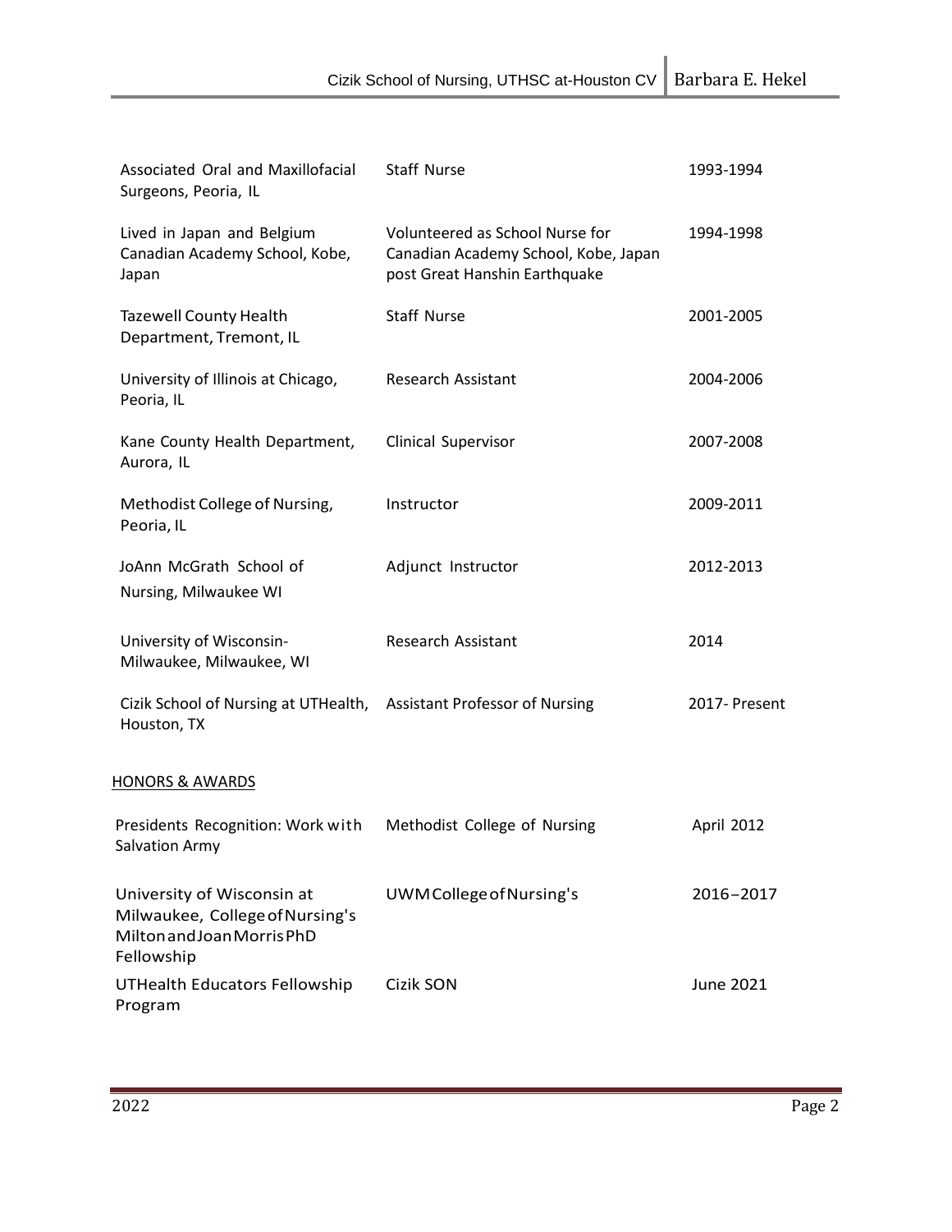| | | |
|---|---|---|
| Associated Oral and Maxillofacial Surgeons, Peoria, IL | Staff Nurse | 1993-1994 |
| Lived in Japan and Belgium Canadian Academy School, Kobe, Japan | Volunteered as School Nurse for Canadian Academy School, Kobe, Japan post Great Hanshin Earthquake | 1994-1998 |
| Tazewell County Health Department, Tremont, IL | Staff Nurse | 2001-2005 |
| University of Illinois at Chicago, Peoria, IL | Research Assistant | 2004-2006 |
| Kane County Health Department, Aurora, IL | Clinical Supervisor | 2007-2008 |
| Methodist College of Nursing, Peoria, IL | Instructor | 2009-2011 |
| JoAnn McGrath School of Nursing, Milwaukee WI | Adjunct Instructor | 2012-2013 |
| University of Wisconsin-Milwaukee, Milwaukee, WI | Research Assistant | 2014 |
| Cizik School of Nursing at UTHealth, Houston, TX | Assistant Professor of Nursing | 2017- Present |

HONORS & AWARDS

| | | |
|---|---|---|
| Presidents Recognition: Work with Salvation Army | Methodist College of Nursing | April 2012 |
| University of Wisconsin at Milwaukee, College of Nursing's Milton and Joan Morris PhD Fellowship | UWM College of Nursing's | 2016–2017 |
| UTHealth Educators Fellowship Program | Cizik SON | June 2021 |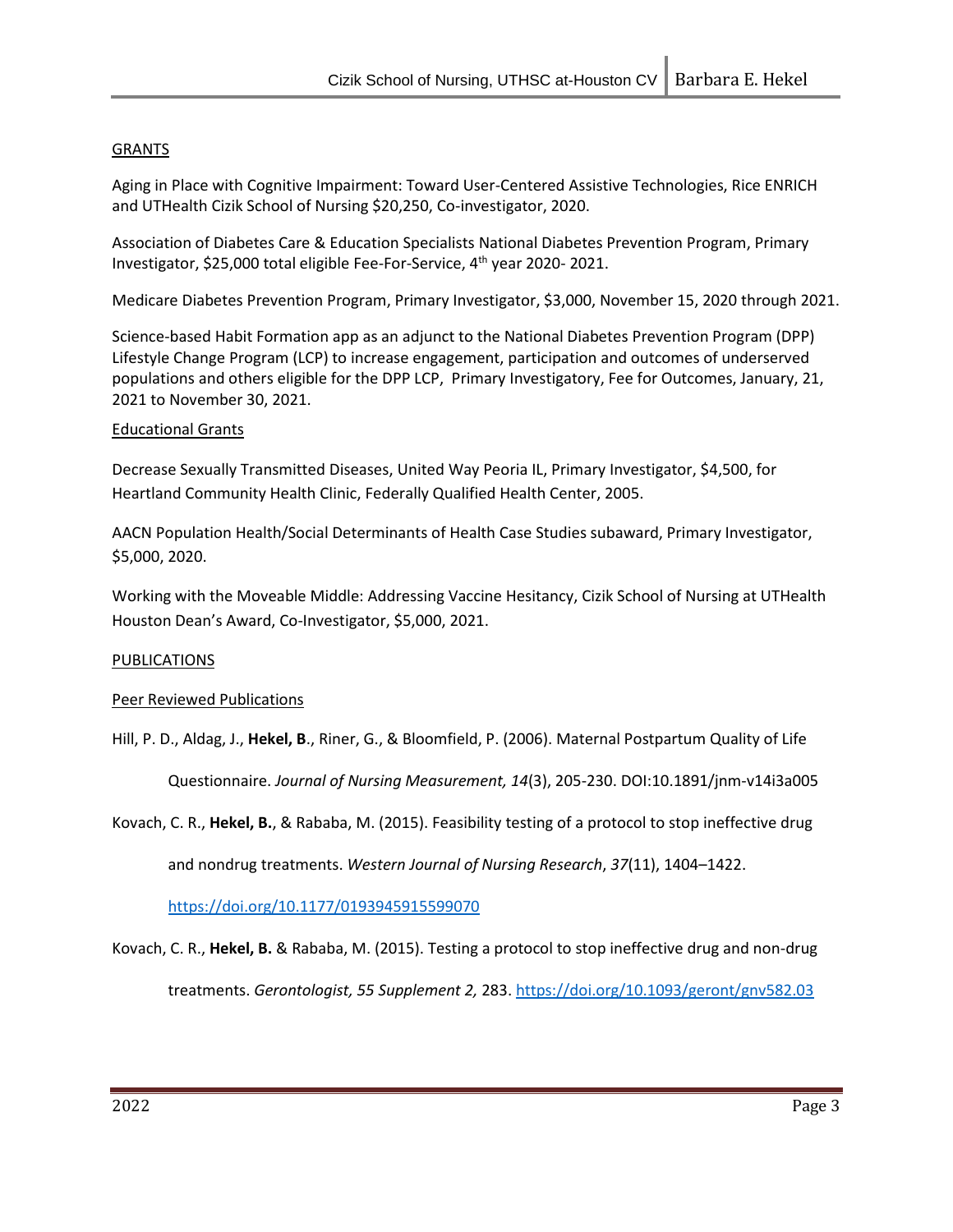## GRANTS

Aging in Place with Cognitive Impairment: Toward User-Centered Assistive Technologies, Rice ENRICH and UTHealth Cizik School of Nursing $20,250, Co-investigator, 2020.

Association of Diabetes Care & Education Specialists National Diabetes Prevention Program, Primary Investigator, $25,000 total eligible Fee-For-Service, 4th year 2020- 2021.

Medicare Diabetes Prevention Program, Primary Investigator, $3,000, November 15, 2020 through 2021.

Science-based Habit Formation app as an adjunct to the National Diabetes Prevention Program (DPP) Lifestyle Change Program (LCP) to increase engagement, participation and outcomes of underserved populations and others eligible for the DPP LCP, Primary Investigatory, Fee for Outcomes, January, 21, 2021 to November 30, 2021.

### Educational Grants

Decrease Sexually Transmitted Diseases, United Way Peoria IL, Primary Investigator, $4,500, for Heartland Community Health Clinic, Federally Qualified Health Center, 2005.

AACN Population Health/Social Determinants of Health Case Studies subaward, Primary Investigator, $5,000, 2020.

Working with the Moveable Middle: Addressing Vaccine Hesitancy, Cizik School of Nursing at UTHealth Houston Dean's Award, Co-Investigator, $5,000, 2021.

## PUBLICATIONS

### Peer Reviewed Publications

Hill, P. D., Aldag, J., **Hekel, B**., Riner, G., & Bloomfield, P. (2006). Maternal Postpartum Quality of Life Questionnaire. *Journal of Nursing Measurement, 14*(3), 205-230. DOI:10.1891/jnm-v14i3a005

Kovach, C. R., **Hekel, B.**, & Rababa, M. (2015). Feasibility testing of a protocol to stop ineffective drug and nondrug treatments. *Western Journal of Nursing Research*, *37*(11), 1404–1422. https://doi.org/10.1177/0193945915599070

Kovach, C. R., **Hekel, B.** & Rababa, M. (2015). Testing a protocol to stop ineffective drug and non-drug treatments. *Gerontologist, 55 Supplement 2,* 283. https://doi.org/10.1093/geront/gnv582.03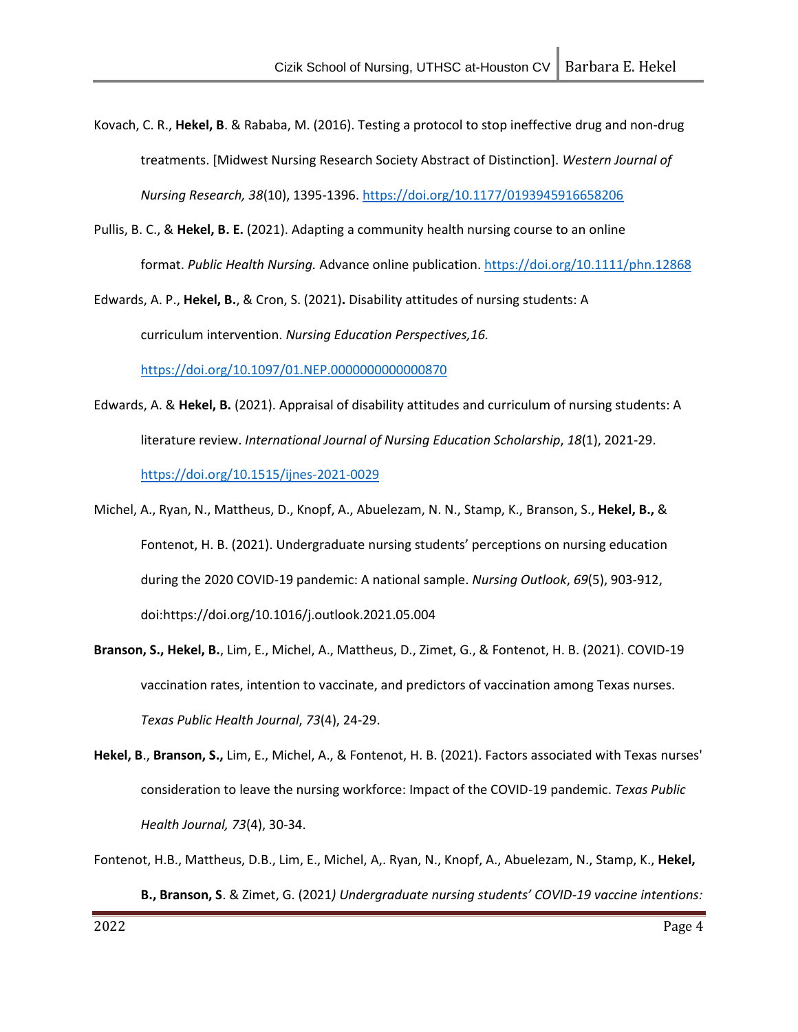Kovach, C. R., **Hekel, B**. & Rababa, M. (2016). Testing a protocol to stop ineffective drug and non-drug treatments. [Midwest Nursing Research Society Abstract of Distinction]. *Western Journal of Nursing Research, 38*(10), 1395-1396. https://doi.org/10.1177/0193945916658206

Pullis, B. C., & **Hekel, B. E.** (2021). Adapting a community health nursing course to an online format. *Public Health Nursing.* Advance online publication. https://doi.org/10.1111/phn.12868

Edwards, A. P., **Hekel, B.**, & Cron, S. (2021)**.** Disability attitudes of nursing students: A curriculum intervention. *Nursing Education Perspectives,16.* https://doi.org/10.1097/01.NEP.0000000000000870

Edwards, A. & **Hekel, B.** (2021). Appraisal of disability attitudes and curriculum of nursing students: A literature review. *International Journal of Nursing Education Scholarship*, *18*(1), 2021-29. https://doi.org/10.1515/ijnes-2021-0029

Michel, A., Ryan, N., Mattheus, D., Knopf, A., Abuelezam, N. N., Stamp, K., Branson, S., **Hekel, B.,** & Fontenot, H. B. (2021). Undergraduate nursing students' perceptions on nursing education during the 2020 COVID-19 pandemic: A national sample. *Nursing Outlook*, *69*(5), 903-912, doi:https://doi.org/10.1016/j.outlook.2021.05.004

**Branson, S., Hekel, B.**, Lim, E., Michel, A., Mattheus, D., Zimet, G., & Fontenot, H. B. (2021). COVID-19 vaccination rates, intention to vaccinate, and predictors of vaccination among Texas nurses. *Texas Public Health Journal*, *73*(4), 24-29.

**Hekel, B**., **Branson, S.,** Lim, E., Michel, A., & Fontenot, H. B. (2021). Factors associated with Texas nurses' consideration to leave the nursing workforce: Impact of the COVID-19 pandemic. *Texas Public Health Journal, 73*(4), 30-34.

Fontenot, H.B., Mattheus, D.B., Lim, E., Michel, A,. Ryan, N., Knopf, A., Abuelezam, N., Stamp, K., **Hekel, B., Branson, S**. & Zimet, G. (2021*) Undergraduate nursing students' COVID-19 vaccine intentions:*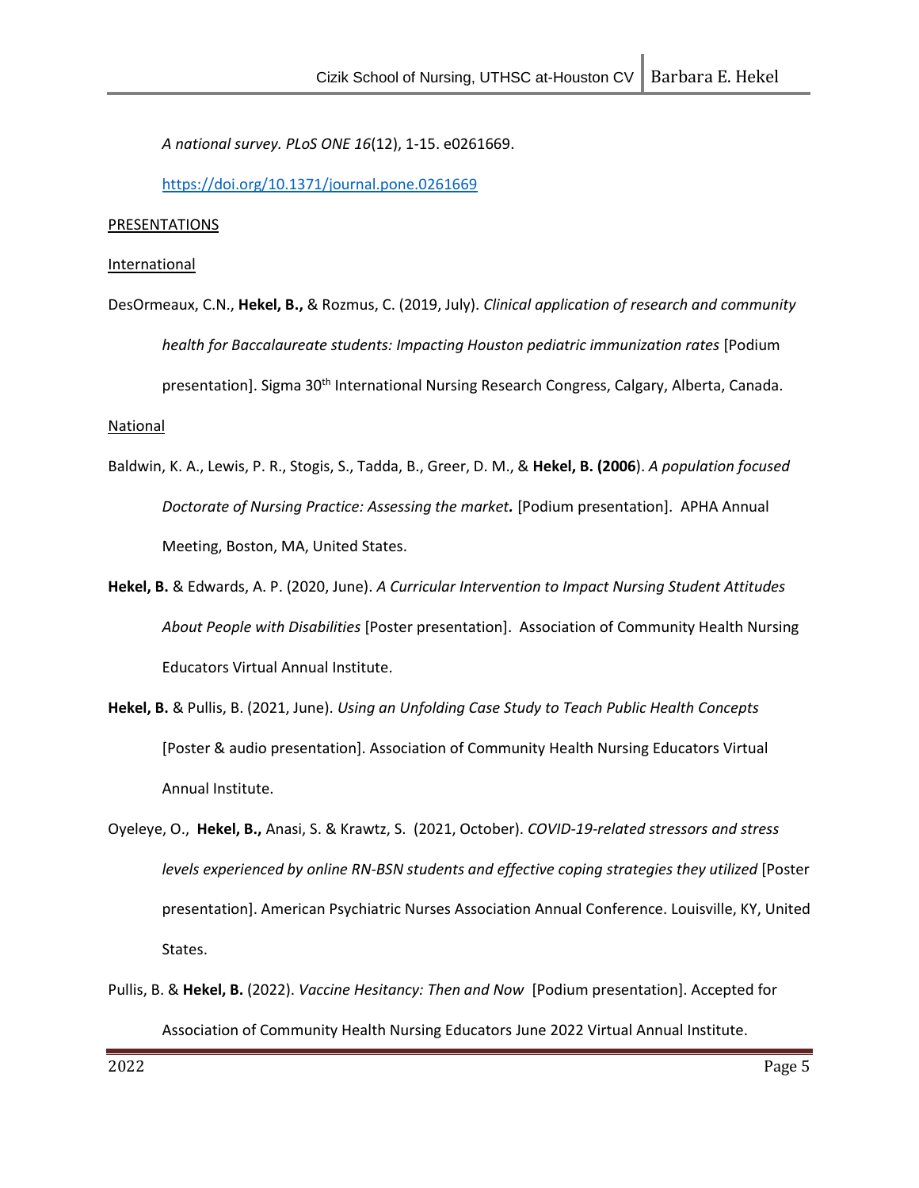*A national survey. PLoS ONE 16*(12), 1-15. e0261669.

https://doi.org/10.1371/journal.pone.0261669

PRESENTATIONS

International

DesOrmeaux, C.N., **Hekel, B.,** & Rozmus, C. (2019, July). *Clinical application of research and community health for Baccalaureate students: Impacting Houston pediatric immunization rates* [Podium presentation]. Sigma 30th International Nursing Research Congress, Calgary, Alberta, Canada.

National

Baldwin, K. A., Lewis, P. R., Stogis, S., Tadda, B., Greer, D. M., & **Hekel, B. (2006**). *A population focused Doctorate of Nursing Practice: Assessing the market.* [Podium presentation]. APHA Annual Meeting, Boston, MA, United States.

**Hekel, B.** & Edwards, A. P. (2020, June). *A Curricular Intervention to Impact Nursing Student Attitudes About People with Disabilities* [Poster presentation]. Association of Community Health Nursing Educators Virtual Annual Institute.

**Hekel, B.** & Pullis, B. (2021, June). *Using an Unfolding Case Study to Teach Public Health Concepts* [Poster & audio presentation]. Association of Community Health Nursing Educators Virtual Annual Institute.

Oyeleye, O., **Hekel, B.,** Anasi, S. & Krawtz, S. (2021, October). *COVID-19-related stressors and stress levels experienced by online RN-BSN students and effective coping strategies they utilized* [Poster presentation]. American Psychiatric Nurses Association Annual Conference. Louisville, KY, United States.

Pullis, B. & **Hekel, B.** (2022). *Vaccine Hesitancy: Then and Now* [Podium presentation]. Accepted for Association of Community Health Nursing Educators June 2022 Virtual Annual Institute.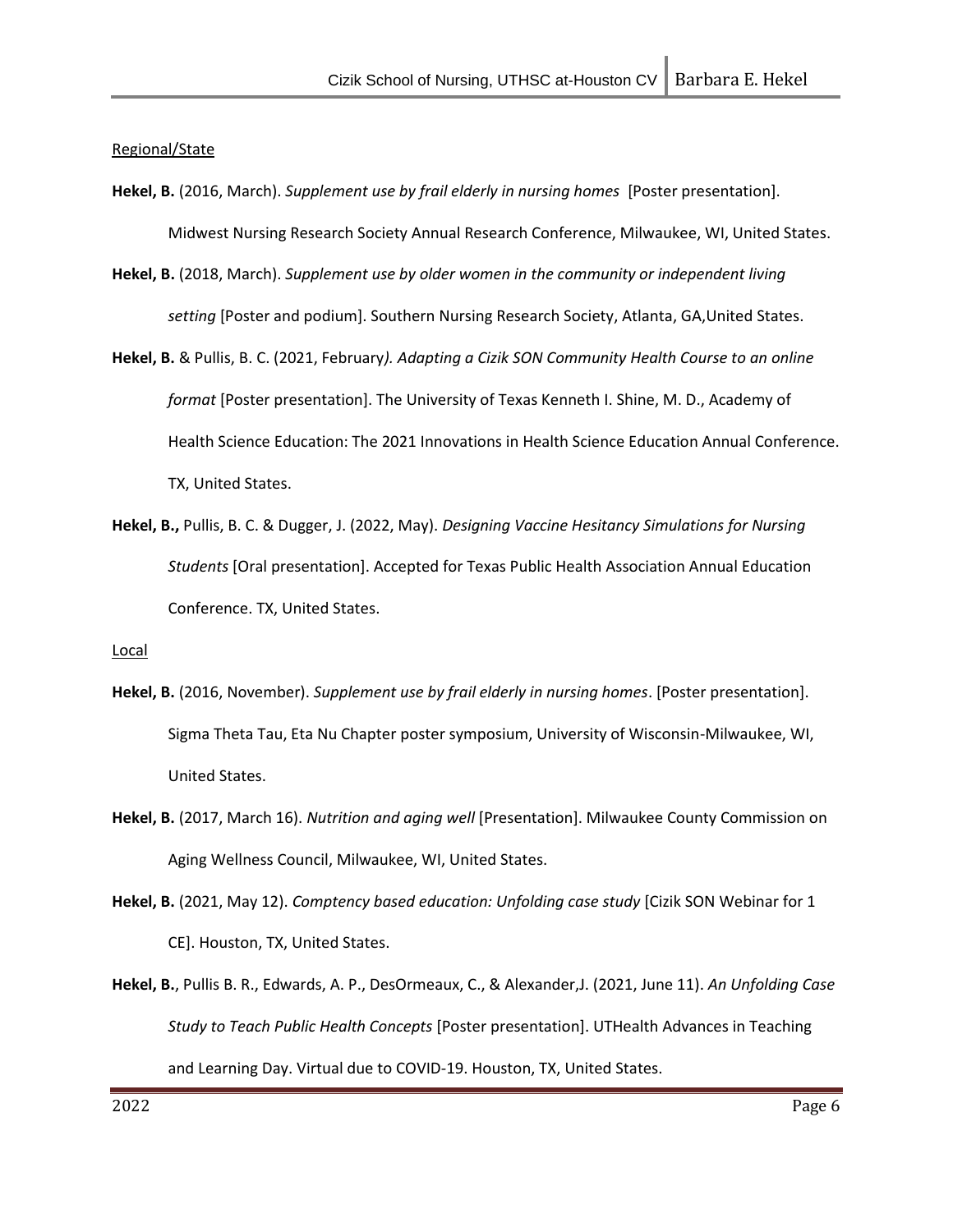Regional/State

**Hekel, B.** (2016, March). *Supplement use by frail elderly in nursing homes* [Poster presentation]. Midwest Nursing Research Society Annual Research Conference, Milwaukee, WI, United States.

**Hekel, B.** (2018, March). *Supplement use by older women in the community or independent living setting* [Poster and podium]. Southern Nursing Research Society, Atlanta, GA,United States.

**Hekel, B.** & Pullis, B. C. (2021, February*). Adapting a Cizik SON Community Health Course to an online format* [Poster presentation]. The University of Texas Kenneth I. Shine, M. D., Academy of Health Science Education: The 2021 Innovations in Health Science Education Annual Conference. TX, United States.

**Hekel, B.,** Pullis, B. C. & Dugger, J. (2022, May). *Designing Vaccine Hesitancy Simulations for Nursing Students* [Oral presentation]. Accepted for Texas Public Health Association Annual Education Conference. TX, United States.

Local

**Hekel, B.** (2016, November). *Supplement use by frail elderly in nursing homes*. [Poster presentation]. Sigma Theta Tau, Eta Nu Chapter poster symposium, University of Wisconsin-Milwaukee, WI, United States.

**Hekel, B.** (2017, March 16). *Nutrition and aging well* [Presentation]. Milwaukee County Commission on Aging Wellness Council, Milwaukee, WI, United States.

**Hekel, B.** (2021, May 12). *Comptency based education: Unfolding case study* [Cizik SON Webinar for 1 CE]. Houston, TX, United States.

**Hekel, B.**, Pullis B. R., Edwards, A. P., DesOrmeaux, C., & Alexander,J. (2021, June 11). *An Unfolding Case Study to Teach Public Health Concepts* [Poster presentation]. UTHealth Advances in Teaching and Learning Day. Virtual due to COVID-19. Houston, TX, United States.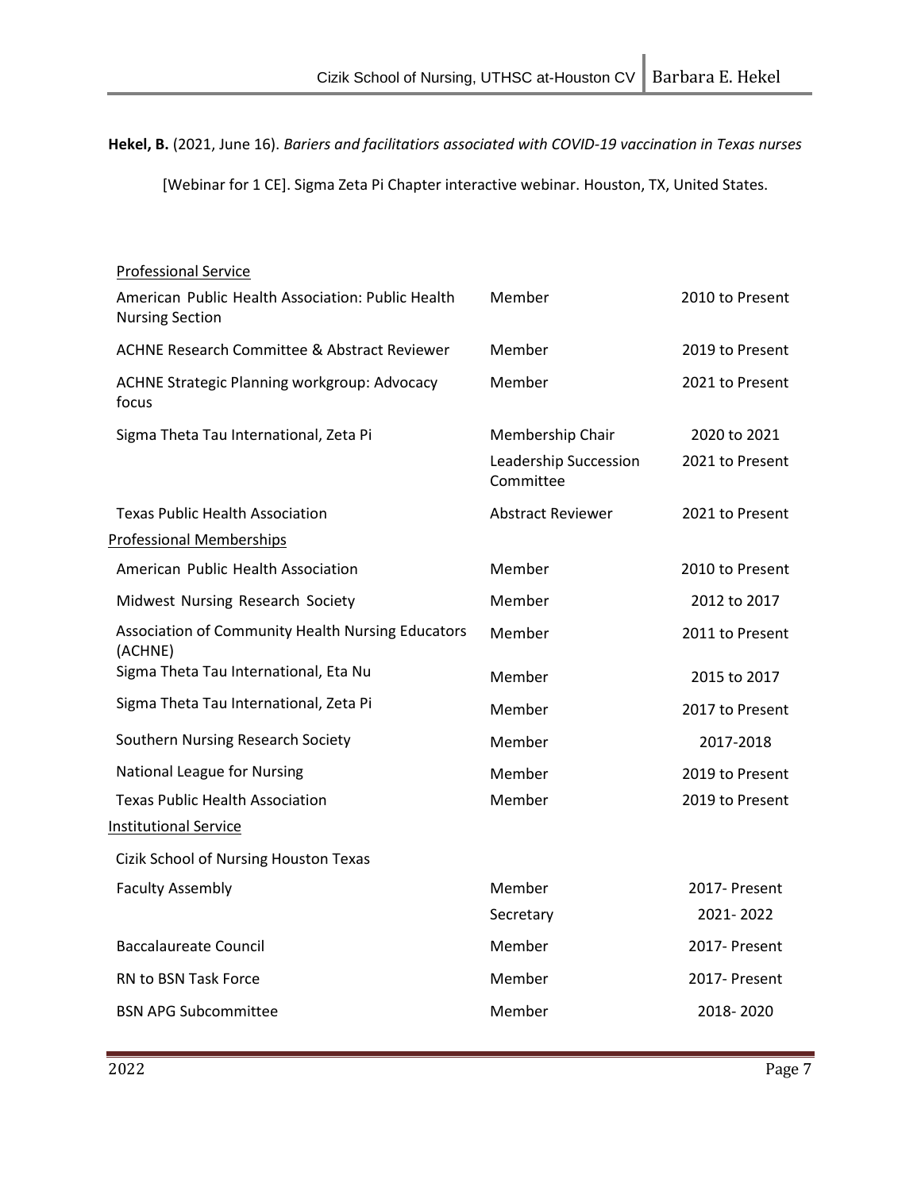**Hekel, B.** (2021, June 16). *Bariers and facilitatiors associated with COVID-19 vaccination in Texas nurses* [Webinar for 1 CE]. Sigma Zeta Pi Chapter interactive webinar. Houston, TX, United States.

Professional Service

| | | |
|---|---|---|
| American Public Health Association: Public Health Nursing Section | Member | 2010 to Present |
| ACHNE Research Committee & Abstract Reviewer | Member | 2019 to Present |
| ACHNE Strategic Planning workgroup: Advocacy focus | Member | 2021 to Present |
| Sigma Theta Tau International, Zeta Pi | Membership Chair | 2020 to 2021 |
| | Leadership Succession Committee | 2021 to Present |
| Texas Public Health Association | Abstract Reviewer | 2021 to Present |

Professional Memberships

| | | |
|---|---|---|
| American Public Health Association | Member | 2010 to Present |
| Midwest Nursing Research Society | Member | 2012 to 2017 |
| Association of Community Health Nursing Educators (ACHNE) | Member | 2011 to Present |
| Sigma Theta Tau International, Eta Nu | Member | 2015 to 2017 |
| Sigma Theta Tau International, Zeta Pi | Member | 2017 to Present |
| Southern Nursing Research Society | Member | 2017-2018 |
| National League for Nursing | Member | 2019 to Present |
| Texas Public Health Association | Member | 2019 to Present |

Institutional Service

Cizik School of Nursing Houston Texas

| | | |
|---|---|---|
| Faculty Assembly | Member | 2017- Present |
| | Secretary | 2021- 2022 |
| Baccalaureate Council | Member | 2017- Present |
| RN to BSN Task Force | Member | 2017- Present |
| BSN APG Subcommittee | Member | 2018- 2020 |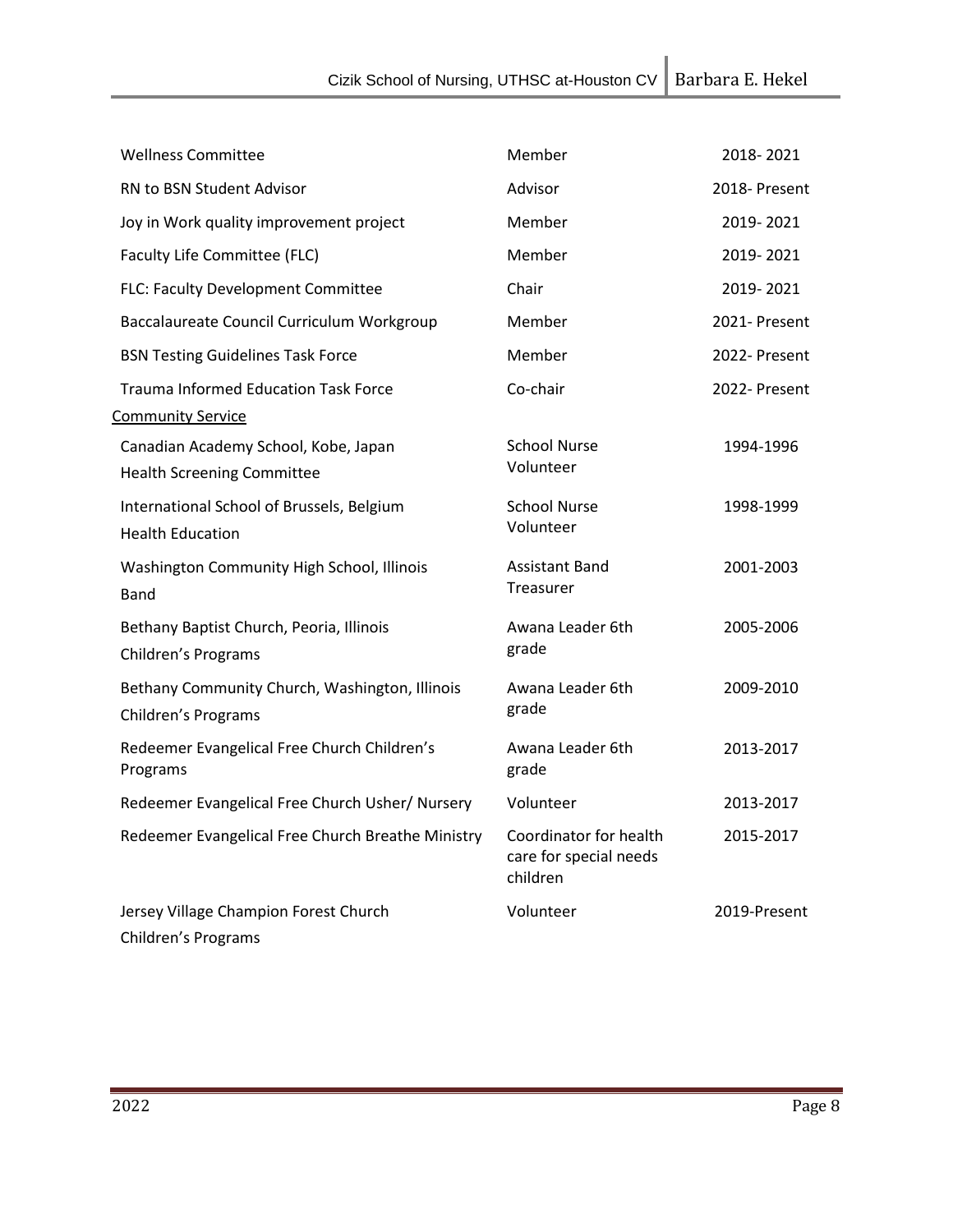| | | |
|---|---|---|
| Wellness Committee | Member | 2018- 2021 |
| RN to BSN Student Advisor | Advisor | 2018- Present |
| Joy in Work quality improvement project | Member | 2019- 2021 |
| Faculty Life Committee (FLC) | Member | 2019- 2021 |
| FLC: Faculty Development Committee | Chair | 2019- 2021 |
| Baccalaureate Council Curriculum Workgroup | Member | 2021- Present |
| BSN Testing Guidelines Task Force | Member | 2022- Present |
| Trauma Informed Education Task Force | Co-chair | 2022- Present |

<u>Community Service</u>

| | | |
|---|---|---|
| Canadian Academy School, Kobe, Japan Health Screening Committee | School Nurse Volunteer | 1994-1996 |
| International School of Brussels, Belgium Health Education | School Nurse Volunteer | 1998-1999 |
| Washington Community High School, Illinois Band | Assistant Band Treasurer | 2001-2003 |
| Bethany Baptist Church, Peoria, Illinois Children's Programs | Awana Leader 6th grade | 2005-2006 |
| Bethany Community Church, Washington, Illinois Children's Programs | Awana Leader 6th grade | 2009-2010 |
| Redeemer Evangelical Free Church Children's Programs | Awana Leader 6th grade | 2013-2017 |
| Redeemer Evangelical Free Church Usher/ Nursery | Volunteer | 2013-2017 |
| Redeemer Evangelical Free Church Breathe Ministry | Coordinator for health care for special needs children | 2015-2017 |
| Jersey Village Champion Forest Church Children's Programs | Volunteer | 2019-Present |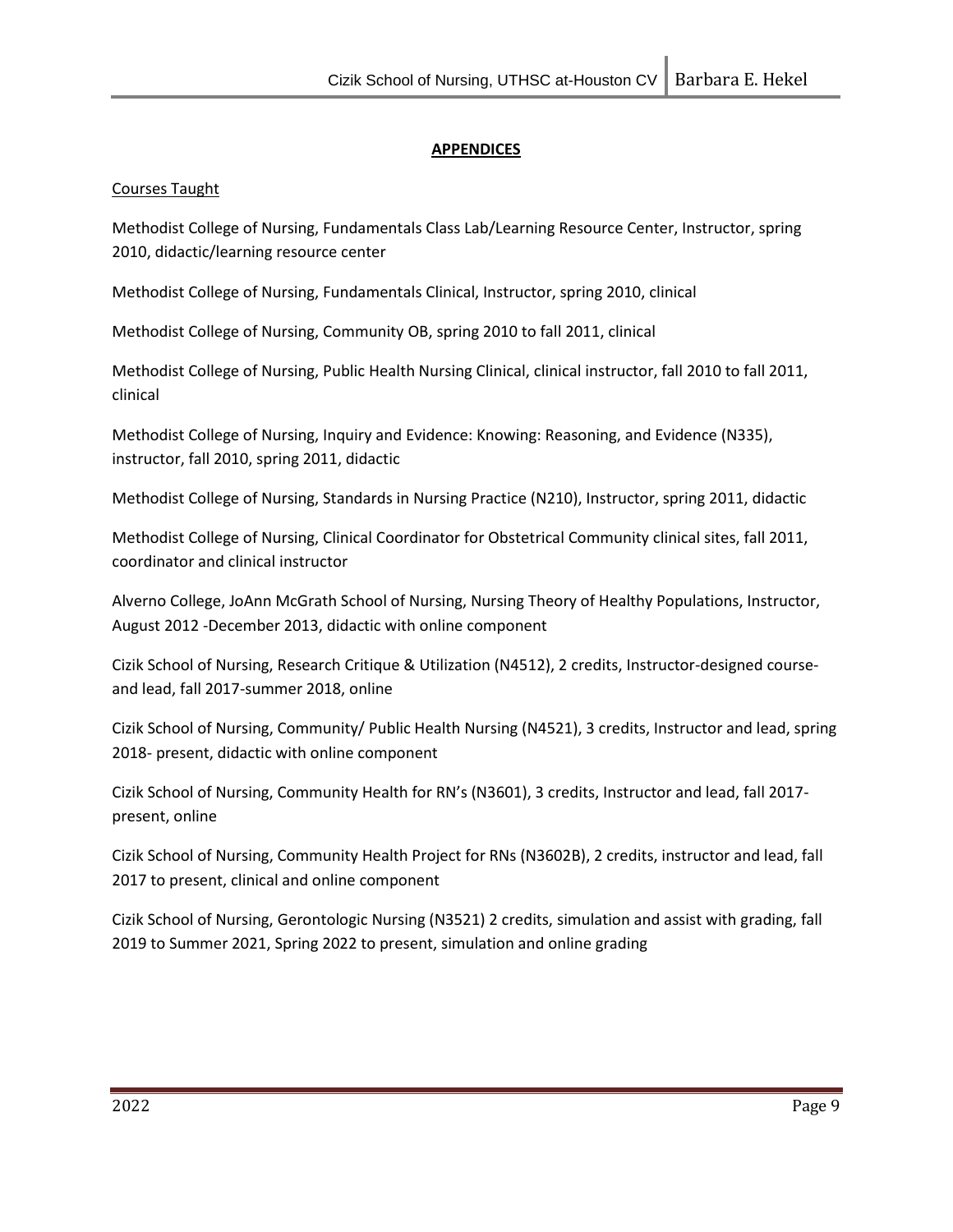# APPENDICES

Courses Taught

Methodist College of Nursing, Fundamentals Class Lab/Learning Resource Center, Instructor, spring 2010, didactic/learning resource center

Methodist College of Nursing, Fundamentals Clinical, Instructor, spring 2010, clinical

Methodist College of Nursing, Community OB, spring 2010 to fall 2011, clinical

Methodist College of Nursing, Public Health Nursing Clinical, clinical instructor, fall 2010 to fall 2011, clinical

Methodist College of Nursing, Inquiry and Evidence: Knowing: Reasoning, and Evidence (N335), instructor, fall 2010, spring 2011, didactic

Methodist College of Nursing, Standards in Nursing Practice (N210), Instructor, spring 2011, didactic

Methodist College of Nursing, Clinical Coordinator for Obstetrical Community clinical sites, fall 2011, coordinator and clinical instructor

Alverno College, JoAnn McGrath School of Nursing, Nursing Theory of Healthy Populations, Instructor, August 2012 -December 2013, didactic with online component

Cizik School of Nursing, Research Critique & Utilization (N4512), 2 credits, Instructor-designed course- and lead, fall 2017-summer 2018, online

Cizik School of Nursing, Community/ Public Health Nursing (N4521), 3 credits, Instructor and lead, spring 2018- present, didactic with online component

Cizik School of Nursing, Community Health for RN's (N3601), 3 credits, Instructor and lead, fall 2017- present, online

Cizik School of Nursing, Community Health Project for RNs (N3602B), 2 credits, instructor and lead, fall 2017 to present, clinical and online component

Cizik School of Nursing, Gerontologic Nursing (N3521) 2 credits, simulation and assist with grading, fall 2019 to Summer 2021, Spring 2022 to present, simulation and online grading